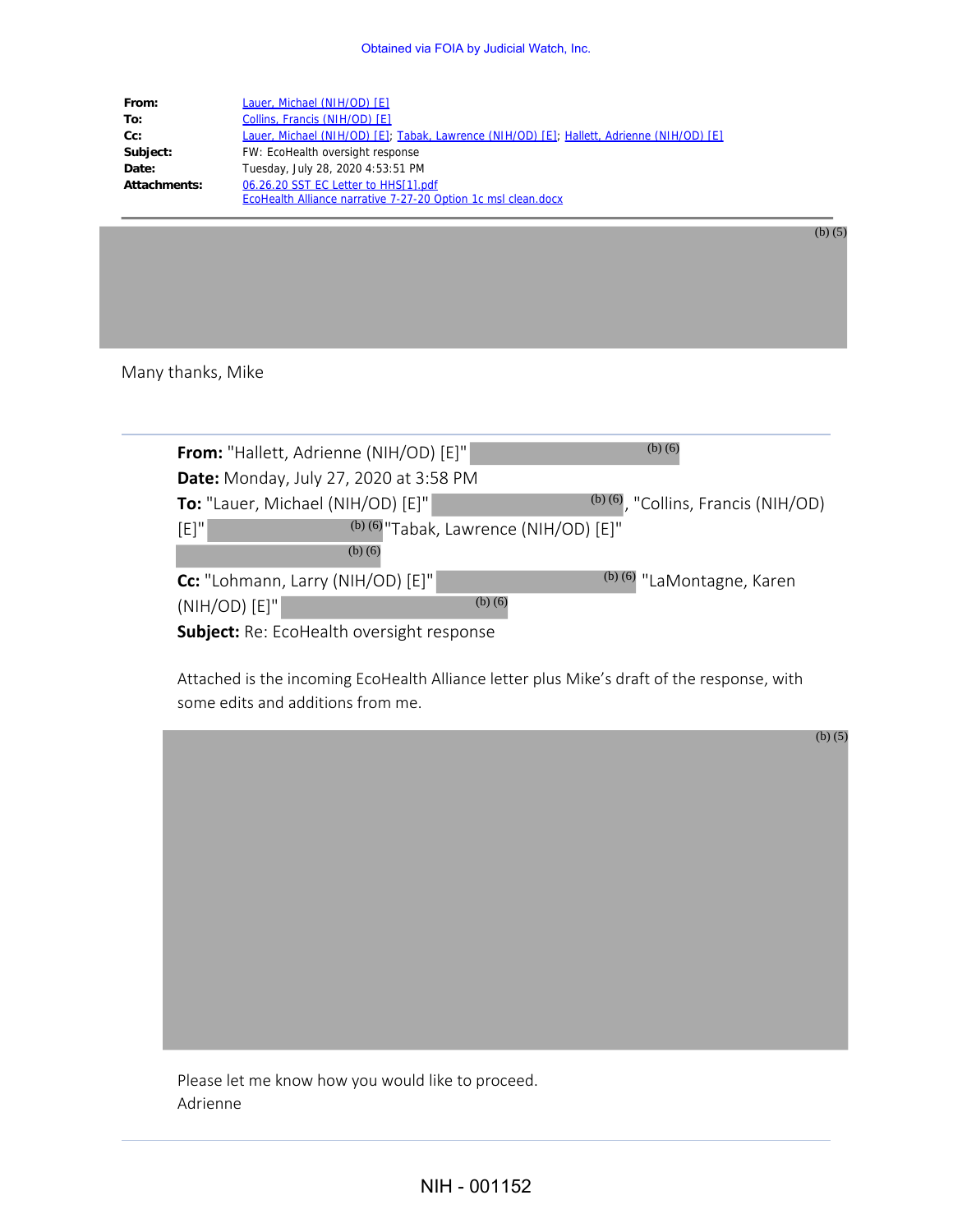Obtained via FOIA by Judicial Watch, Inc.

| | |
|---|---|
| **From:** | Lauer, Michael (NIH/OD) [E] |
| **To:** | Collins, Francis (NIH/OD) [E] |
| **Cc:** | Lauer, Michael (NIH/OD) [E]; Tabak, Lawrence (NIH/OD) [E]; Hallett, Adrienne (NIH/OD) [E] |
| **Subject:** | FW: EcoHealth oversight response |
| **Date:** | Tuesday, July 28, 2020 4:53:51 PM |
| **Attachments:** | 06.26.20 SST EC Letter to HHS[1].pdf<br>EcoHealth Alliance narrative 7-27-20 Option 1c msl clean.docx |

(b) (5)

Many thanks, Mike

---

**From:** "Hallett, Adrienne (NIH/OD) [E]" (b) (6)
**Date:** Monday, July 27, 2020 at 3:58 PM
**To:** "Lauer, Michael (NIH/OD) [E]" (b) (6), "Collins, Francis (NIH/OD) [E]" (b) (6) "Tabak, Lawrence (NIH/OD) [E]" (b) (6)
**Cc:** "Lohmann, Larry (NIH/OD) [E]" (b) (6) "LaMontagne, Karen (NIH/OD) [E]" (b) (6)
**Subject:** Re: EcoHealth oversight response

Attached is the incoming EcoHealth Alliance letter plus Mike's draft of the response, with some edits and additions from me.

(b) (5)

Please let me know how you would like to proceed.
Adrienne

NIH - 001152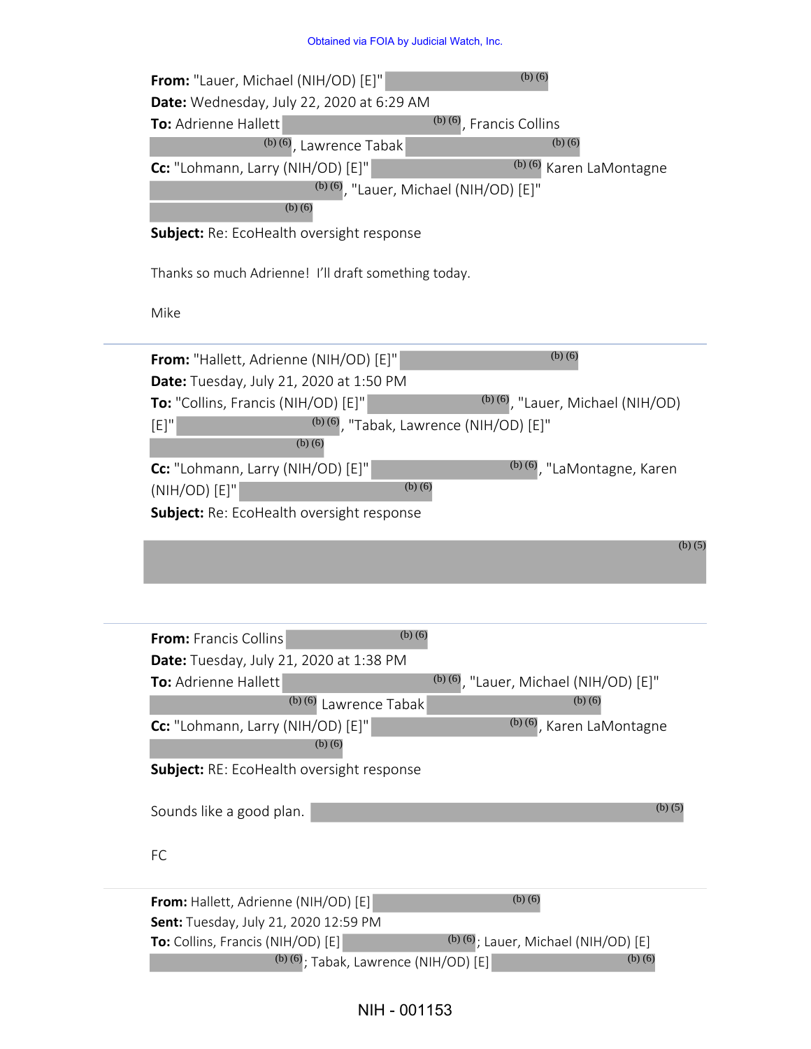Obtained via FOIA by Judicial Watch, Inc.

**From:** "Lauer, Michael (NIH/OD) [E]" (b) (6)
**Date:** Wednesday, July 22, 2020 at 6:29 AM
**To:** Adrienne Hallett (b) (6), Francis Collins (b) (6), Lawrence Tabak (b) (6)
**Cc:** "Lohmann, Larry (NIH/OD) [E]" (b) (6) Karen LaMontagne (b) (6), "Lauer, Michael (NIH/OD) [E]" (b) (6)
**Subject:** Re: EcoHealth oversight response

Thanks so much Adrienne! I'll draft something today.

Mike

---

**From:** "Hallett, Adrienne (NIH/OD) [E]" (b) (6)
**Date:** Tuesday, July 21, 2020 at 1:50 PM
**To:** "Collins, Francis (NIH/OD) [E]" (b) (6), "Lauer, Michael (NIH/OD) [E]" (b) (6), "Tabak, Lawrence (NIH/OD) [E]" (b) (6)
**Cc:** "Lohmann, Larry (NIH/OD) [E]" (b) (6), "LaMontagne, Karen (NIH/OD) [E]" (b) (6)
**Subject:** Re: EcoHealth oversight response

(b) (5)

---

**From:** Francis Collins (b) (6)
**Date:** Tuesday, July 21, 2020 at 1:38 PM
**To:** Adrienne Hallett (b) (6), "Lauer, Michael (NIH/OD) [E]" (b) (6) Lawrence Tabak (b) (6)
**Cc:** "Lohmann, Larry (NIH/OD) [E]" (b) (6), Karen LaMontagne (b) (6)
**Subject:** RE: EcoHealth oversight response

Sounds like a good plan. (b) (5)

FC

---

**From:** Hallett, Adrienne (NIH/OD) [E] (b) (6)
**Sent:** Tuesday, July 21, 2020 12:59 PM
**To:** Collins, Francis (NIH/OD) [E] (b) (6); Lauer, Michael (NIH/OD) [E] (b) (6); Tabak, Lawrence (NIH/OD) [E] (b) (6)

NIH - 001153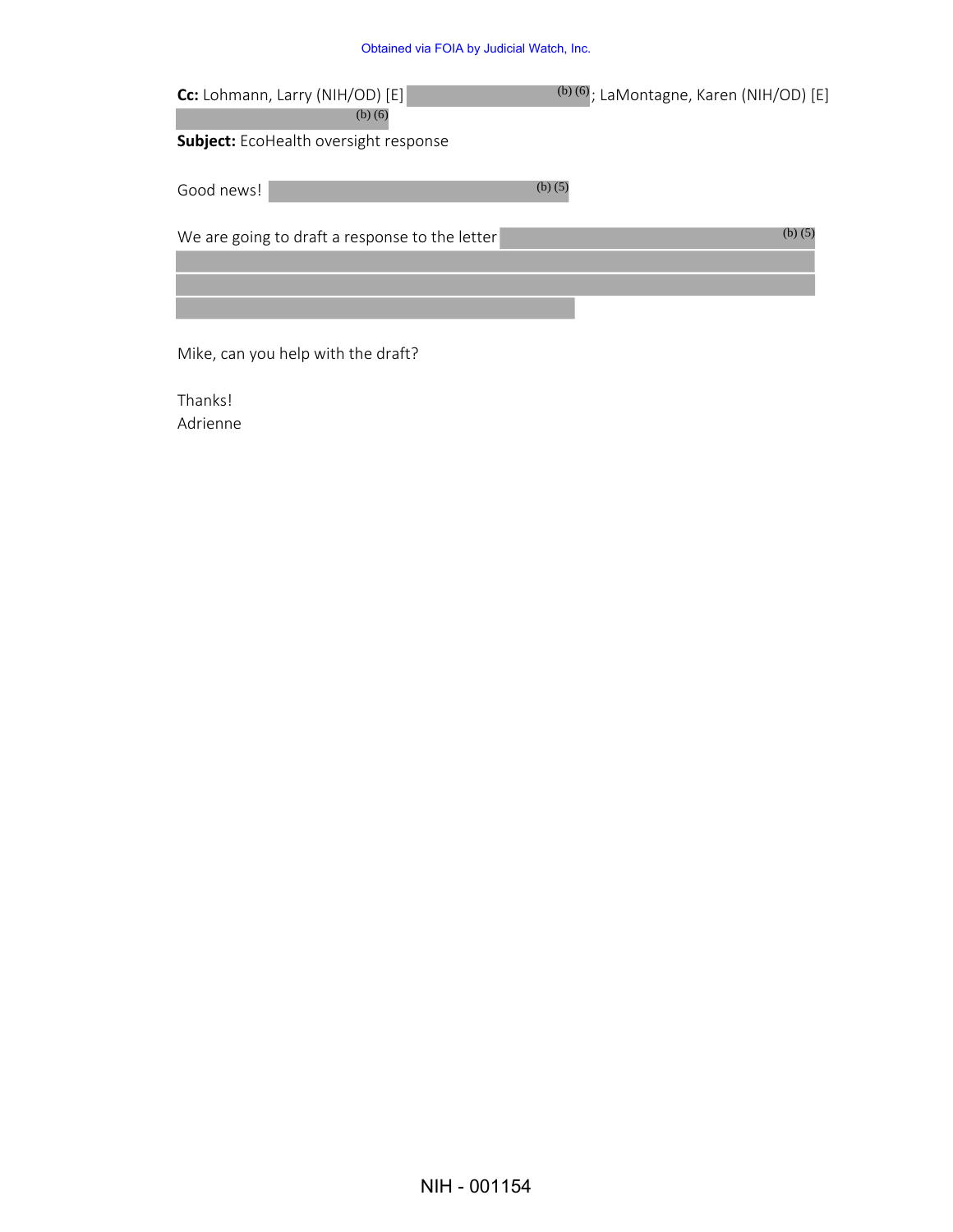**Cc:** Lohmann, Larry (NIH/OD) [E] (b) (6); LaMontagne, Karen (NIH/OD) [E] (b) (6)

**Subject:** EcoHealth oversight response

Good news! (b) (5)

We are going to draft a response to the letter (b) (5)

Mike, can you help with the draft?

Thanks!
Adrienne

NIH - 001154